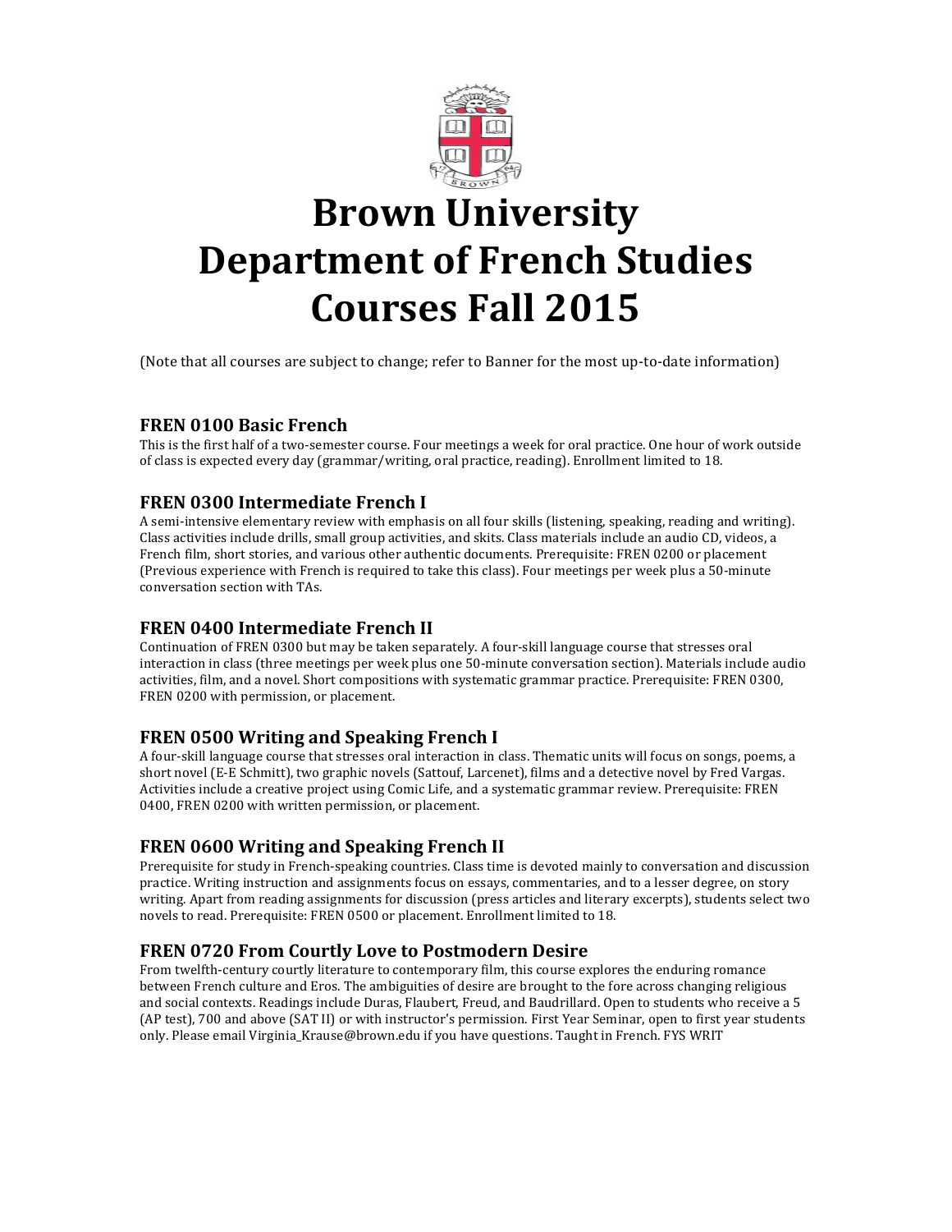# Brown University
# Department of French Studies
# Courses Fall 2015

(Note that all courses are subject to change; refer to Banner for the most up-to-date information)

### FREN 0100 Basic French

This is the first half of a two-semester course. Four meetings a week for oral practice. One hour of work outside of class is expected every day (grammar/writing, oral practice, reading). Enrollment limited to 18.

### FREN 0300 Intermediate French I

A semi-intensive elementary review with emphasis on all four skills (listening, speaking, reading and writing). Class activities include drills, small group activities, and skits. Class materials include an audio CD, videos, a French film, short stories, and various other authentic documents. Prerequisite: FREN 0200 or placement (Previous experience with French is required to take this class). Four meetings per week plus a 50-minute conversation section with TAs.

### FREN 0400 Intermediate French II

Continuation of FREN 0300 but may be taken separately. A four-skill language course that stresses oral interaction in class (three meetings per week plus one 50-minute conversation section). Materials include audio activities, film, and a novel. Short compositions with systematic grammar practice. Prerequisite: FREN 0300, FREN 0200 with permission, or placement.

### FREN 0500 Writing and Speaking French I

A four-skill language course that stresses oral interaction in class. Thematic units will focus on songs, poems, a short novel (E-E Schmitt), two graphic novels (Sattouf, Larcenet), films and a detective novel by Fred Vargas. Activities include a creative project using Comic Life, and a systematic grammar review. Prerequisite: FREN 0400, FREN 0200 with written permission, or placement.

### FREN 0600 Writing and Speaking French II

Prerequisite for study in French-speaking countries. Class time is devoted mainly to conversation and discussion practice. Writing instruction and assignments focus on essays, commentaries, and to a lesser degree, on story writing. Apart from reading assignments for discussion (press articles and literary excerpts), students select two novels to read. Prerequisite: FREN 0500 or placement. Enrollment limited to 18.

### FREN 0720 From Courtly Love to Postmodern Desire

From twelfth-century courtly literature to contemporary film, this course explores the enduring romance between French culture and Eros. The ambiguities of desire are brought to the fore across changing religious and social contexts. Readings include Duras, Flaubert, Freud, and Baudrillard. Open to students who receive a 5 (AP test), 700 and above (SAT II) or with instructor's permission. First Year Seminar, open to first year students only. Please email Virginia_Krause@brown.edu if you have questions. Taught in French. FYS WRIT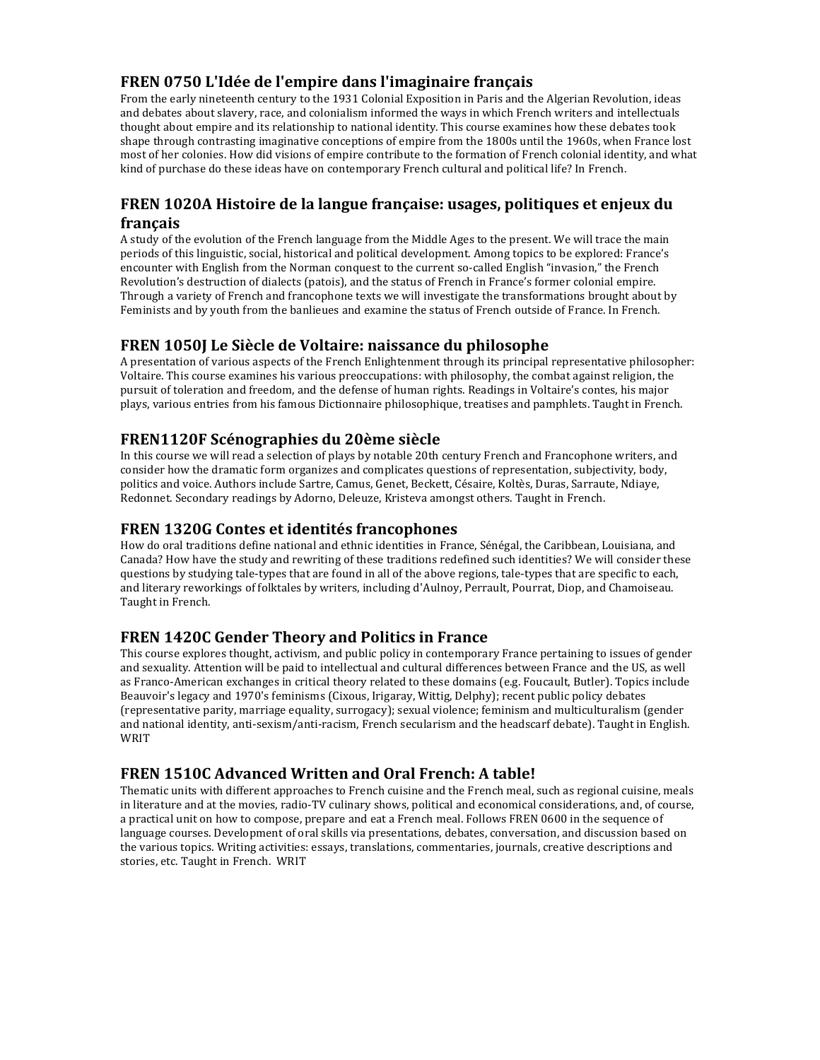### FREN 0750 L'Idée de l'empire dans l'imaginaire français

From the early nineteenth century to the 1931 Colonial Exposition in Paris and the Algerian Revolution, ideas and debates about slavery, race, and colonialism informed the ways in which French writers and intellectuals thought about empire and its relationship to national identity. This course examines how these debates took shape through contrasting imaginative conceptions of empire from the 1800s until the 1960s, when France lost most of her colonies. How did visions of empire contribute to the formation of French colonial identity, and what kind of purchase do these ideas have on contemporary French cultural and political life? In French.

### FREN 1020A Histoire de la langue française: usages, politiques et enjeux du français

A study of the evolution of the French language from the Middle Ages to the present. We will trace the main periods of this linguistic, social, historical and political development. Among topics to be explored: France's encounter with English from the Norman conquest to the current so-called English "invasion," the French Revolution's destruction of dialects (patois), and the status of French in France's former colonial empire. Through a variety of French and francophone texts we will investigate the transformations brought about by Feminists and by youth from the banlieues and examine the status of French outside of France. In French.

### FREN 1050J Le Siècle de Voltaire: naissance du philosophe

A presentation of various aspects of the French Enlightenment through its principal representative philosopher: Voltaire. This course examines his various preoccupations: with philosophy, the combat against religion, the pursuit of toleration and freedom, and the defense of human rights. Readings in Voltaire's contes, his major plays, various entries from his famous Dictionnaire philosophique, treatises and pamphlets. Taught in French.

### FREN1120F Scénographies du 20ème siècle

In this course we will read a selection of plays by notable 20th century French and Francophone writers, and consider how the dramatic form organizes and complicates questions of representation, subjectivity, body, politics and voice. Authors include Sartre, Camus, Genet, Beckett, Césaire, Koltès, Duras, Sarraute, Ndiaye, Redonnet. Secondary readings by Adorno, Deleuze, Kristeva amongst others. Taught in French.

### FREN 1320G Contes et identités francophones

How do oral traditions define national and ethnic identities in France, Sénégal, the Caribbean, Louisiana, and Canada? How have the study and rewriting of these traditions redefined such identities? We will consider these questions by studying tale-types that are found in all of the above regions, tale-types that are specific to each, and literary reworkings of folktales by writers, including d'Aulnoy, Perrault, Pourrat, Diop, and Chamoiseau. Taught in French.

### FREN 1420C Gender Theory and Politics in France

This course explores thought, activism, and public policy in contemporary France pertaining to issues of gender and sexuality. Attention will be paid to intellectual and cultural differences between France and the US, as well as Franco-American exchanges in critical theory related to these domains (e.g. Foucault, Butler). Topics include Beauvoir's legacy and 1970's feminisms (Cixous, Irigaray, Wittig, Delphy); recent public policy debates (representative parity, marriage equality, surrogacy); sexual violence; feminism and multiculturalism (gender and national identity, anti-sexism/anti-racism, French secularism and the headscarf debate). Taught in English. WRIT

### FREN 1510C Advanced Written and Oral French: A table!

Thematic units with different approaches to French cuisine and the French meal, such as regional cuisine, meals in literature and at the movies, radio-TV culinary shows, political and economical considerations, and, of course, a practical unit on how to compose, prepare and eat a French meal. Follows FREN 0600 in the sequence of language courses. Development of oral skills via presentations, debates, conversation, and discussion based on the various topics. Writing activities: essays, translations, commentaries, journals, creative descriptions and stories, etc. Taught in French. WRIT